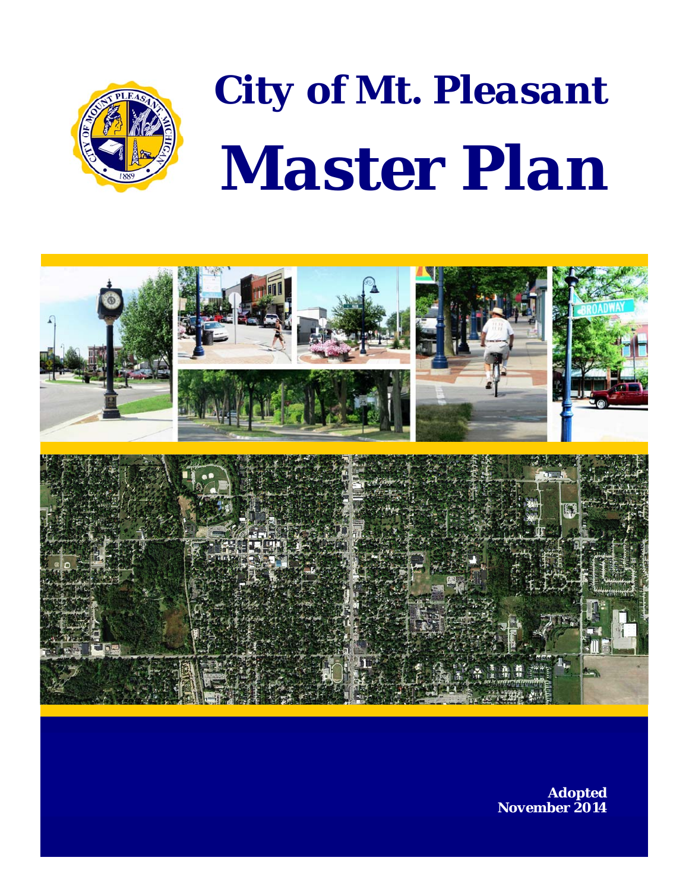# City of Mt. Pleasant

# Master Plan

**Adopted**
**November 2014**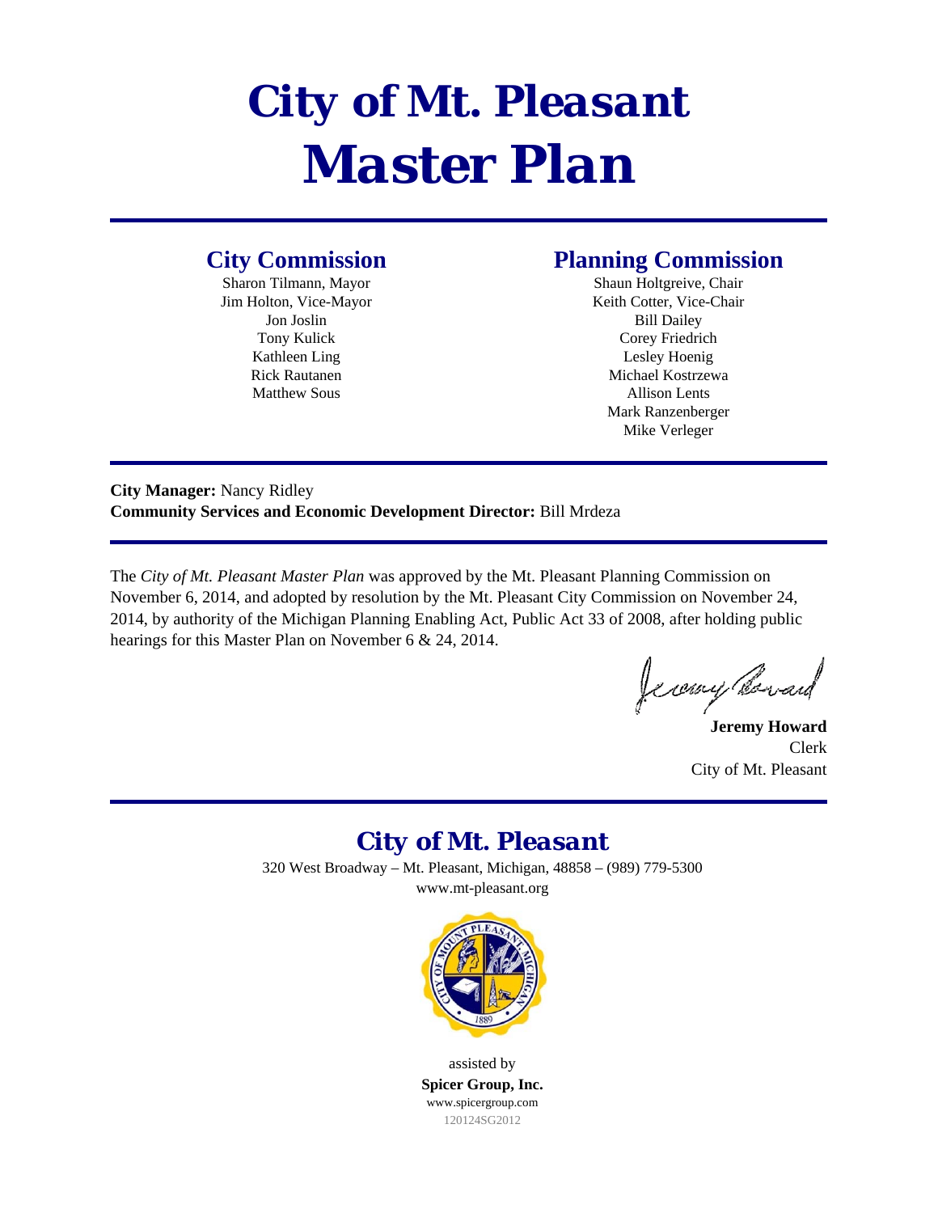# City of Mt. Pleasant Master Plan

## City Commission

Sharon Tilmann, Mayor
Jim Holton, Vice-Mayor
Jon Joslin
Tony Kulick
Kathleen Ling
Rick Rautanen
Matthew Sous

## Planning Commission

Shaun Holtgreive, Chair
Keith Cotter, Vice-Chair
Bill Dailey
Corey Friedrich
Lesley Hoenig
Michael Kostrzewa
Allison Lents
Mark Ranzenberger
Mike Verleger

**City Manager:** Nancy Ridley
**Community Services and Economic Development Director:** Bill Mrdeza

The *City of Mt. Pleasant Master Plan* was approved by the Mt. Pleasant Planning Commission on November 6, 2014, and adopted by resolution by the Mt. Pleasant City Commission on November 24, 2014, by authority of the Michigan Planning Enabling Act, Public Act 33 of 2008, after holding public hearings for this Master Plan on November 6 & 24, 2014.

**Jeremy Howard**
Clerk
City of Mt. Pleasant

## City of Mt. Pleasant

320 West Broadway – Mt. Pleasant, Michigan, 48858 – (989) 779-5300
www.mt-pleasant.org

assisted by
**Spicer Group, Inc.**
www.spicergroup.com
120124SG2012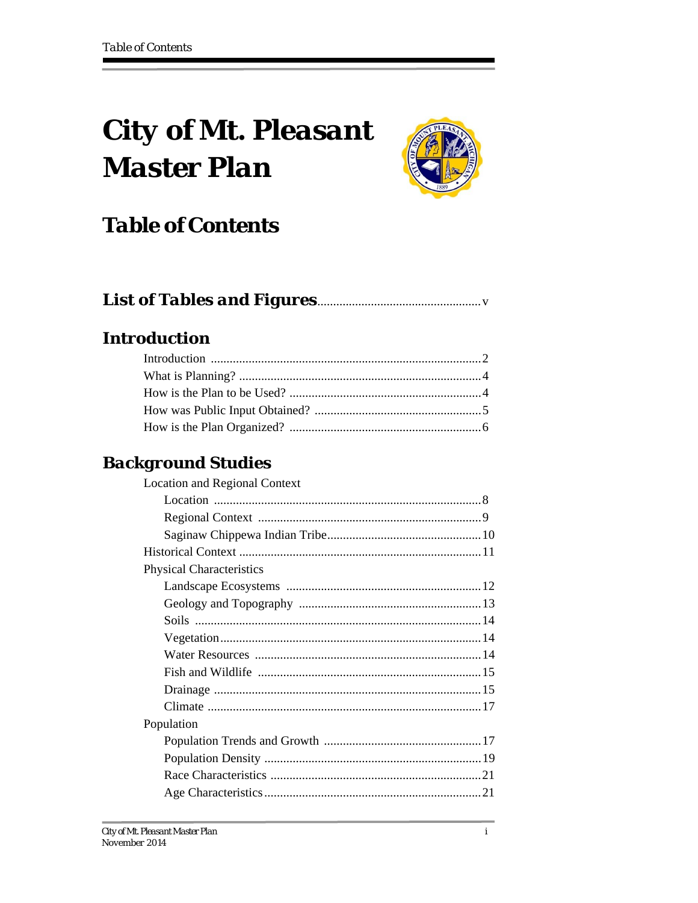# City of Mt. Pleasant Master Plan

## Table of Contents

**List of Tables and Figures** .................................................. v

### Introduction

- Introduction ..................................................................................... 2
- What is Planning? ............................................................................ 4
- How is the Plan to be Used? ............................................................ 4
- How was Public Input Obtained? ..................................................... 5
- How is the Plan Organized? ............................................................. 6

### Background Studies

- Location and Regional Context
  - Location ...................................................................................... 8
  - Regional Context ....................................................................... 9
  - Saginaw Chippewa Indian Tribe ................................................ 10
- Historical Context ........................................................................... 11
- Physical Characteristics
  - Landscape Ecosystems ............................................................. 12
  - Geology and Topography ......................................................... 13
  - Soils .......................................................................................... 14
  - Vegetation .................................................................................. 14
  - Water Resources ....................................................................... 14
  - Fish and Wildlife ...................................................................... 15
  - Drainage .................................................................................... 15
  - Climate ...................................................................................... 17
- Population
  - Population Trends and Growth ................................................. 17
  - Population Density .................................................................... 19
  - Race Characteristics .................................................................. 21
  - Age Characteristics .................................................................... 21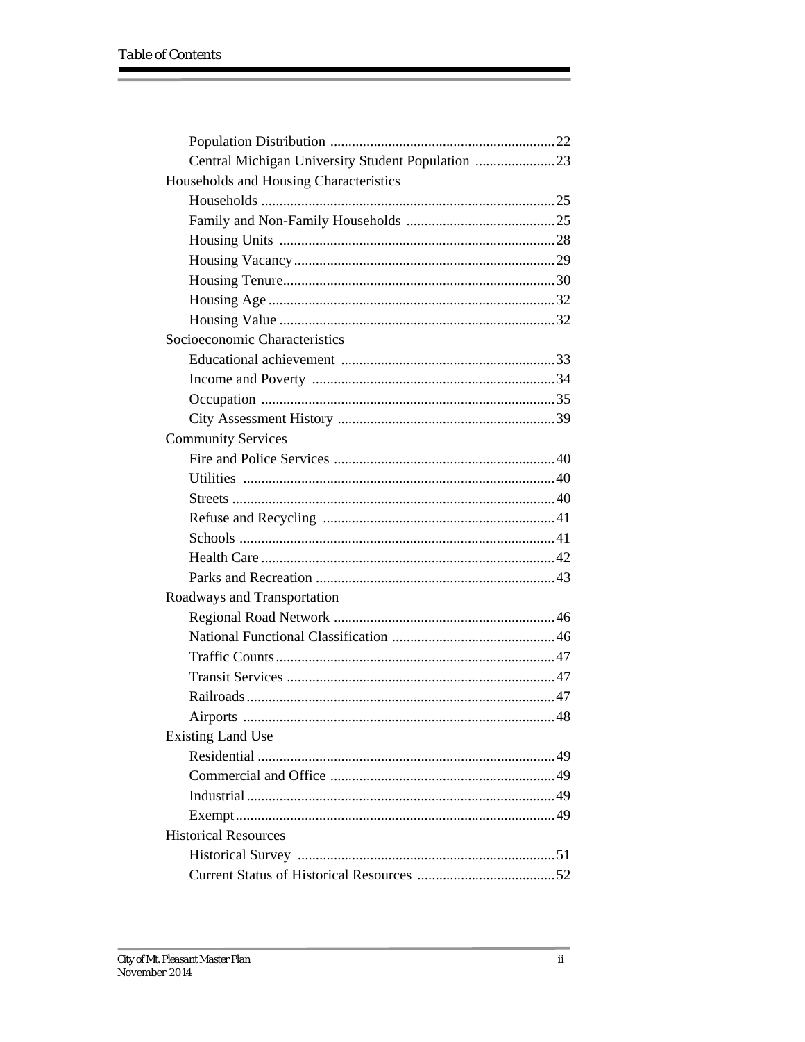Population Distribution ............................................................. 22
Central Michigan University Student Population ...................... 23

Households and Housing Characteristics

Households ................................................................................ 25
Family and Non-Family Households ......................................... 25
Housing Units ............................................................................ 28
Housing Vacancy ....................................................................... 29
Housing Tenure .......................................................................... 30
Housing Age .............................................................................. 32
Housing Value ........................................................................... 32

Socioeconomic Characteristics

Educational achievement ........................................................... 33
Income and Poverty ................................................................... 34
Occupation ................................................................................ 35
City Assessment History ............................................................ 39

Community Services

Fire and Police Services ............................................................. 40
Utilities ..................................................................................... 40
Streets ........................................................................................ 40
Refuse and Recycling ................................................................ 41
Schools ...................................................................................... 41
Health Care ................................................................................ 42
Parks and Recreation ................................................................. 43

Roadways and Transportation

Regional Road Network ............................................................ 46
National Functional Classification ............................................. 46
Traffic Counts ............................................................................ 47
Transit Services .......................................................................... 47
Railroads .................................................................................... 47
Airports ..................................................................................... 48

Existing Land Use

Residential ................................................................................. 49
Commercial and Office .............................................................. 49
Industrial .................................................................................... 49
Exempt ....................................................................................... 49

Historical Resources

Historical Survey ....................................................................... 51
Current Status of Historical Resources ...................................... 52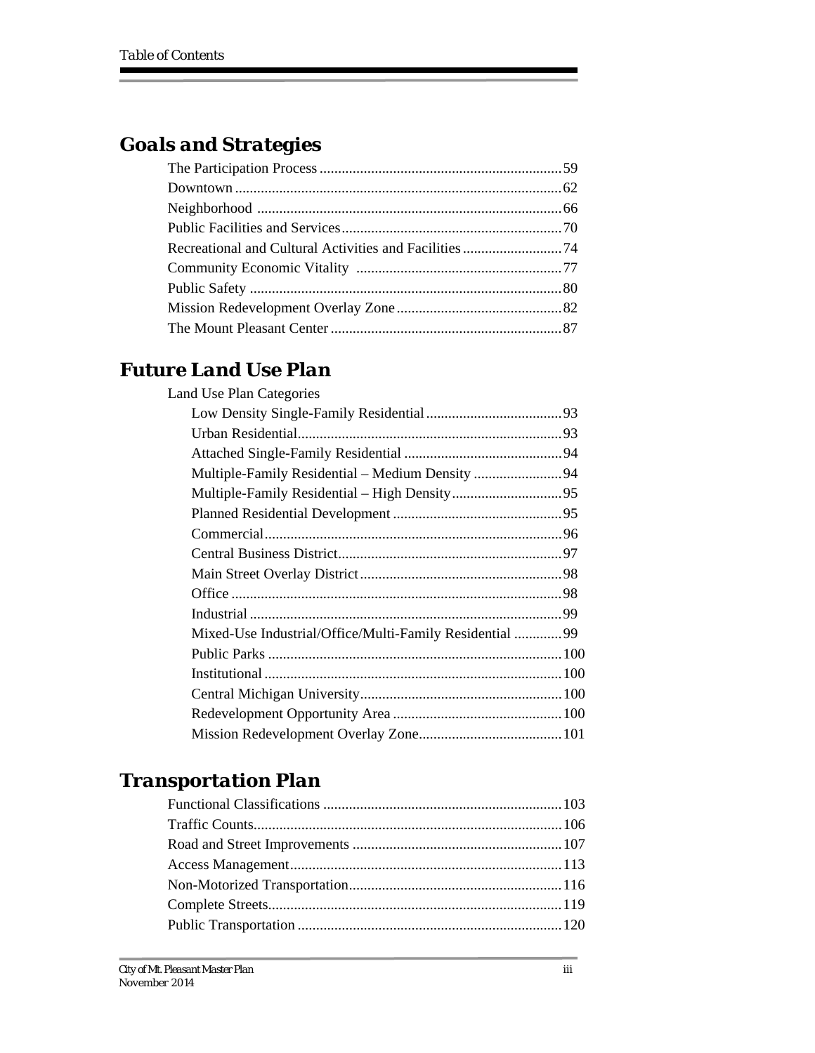## Goals and Strategies

The Participation Process .......... 59
Downtown .......... 62
Neighborhood .......... 66
Public Facilities and Services .......... 70
Recreational and Cultural Activities and Facilities .......... 74
Community Economic Vitality .......... 77
Public Safety .......... 80
Mission Redevelopment Overlay Zone .......... 82
The Mount Pleasant Center .......... 87

## Future Land Use Plan

Land Use Plan Categories

- Low Density Single-Family Residential .......... 93
- Urban Residential .......... 93
- Attached Single-Family Residential .......... 94
- Multiple-Family Residential – Medium Density .......... 94
- Multiple-Family Residential – High Density .......... 95
- Planned Residential Development .......... 95
- Commercial .......... 96
- Central Business District .......... 97
- Main Street Overlay District .......... 98
- Office .......... 98
- Industrial .......... 99
- Mixed-Use Industrial/Office/Multi-Family Residential .......... 99
- Public Parks .......... 100
- Institutional .......... 100
- Central Michigan University .......... 100
- Redevelopment Opportunity Area .......... 100
- Mission Redevelopment Overlay Zone .......... 101

## Transportation Plan

Functional Classifications .......... 103
Traffic Counts .......... 106
Road and Street Improvements .......... 107
Access Management .......... 113
Non-Motorized Transportation .......... 116
Complete Streets .......... 119
Public Transportation .......... 120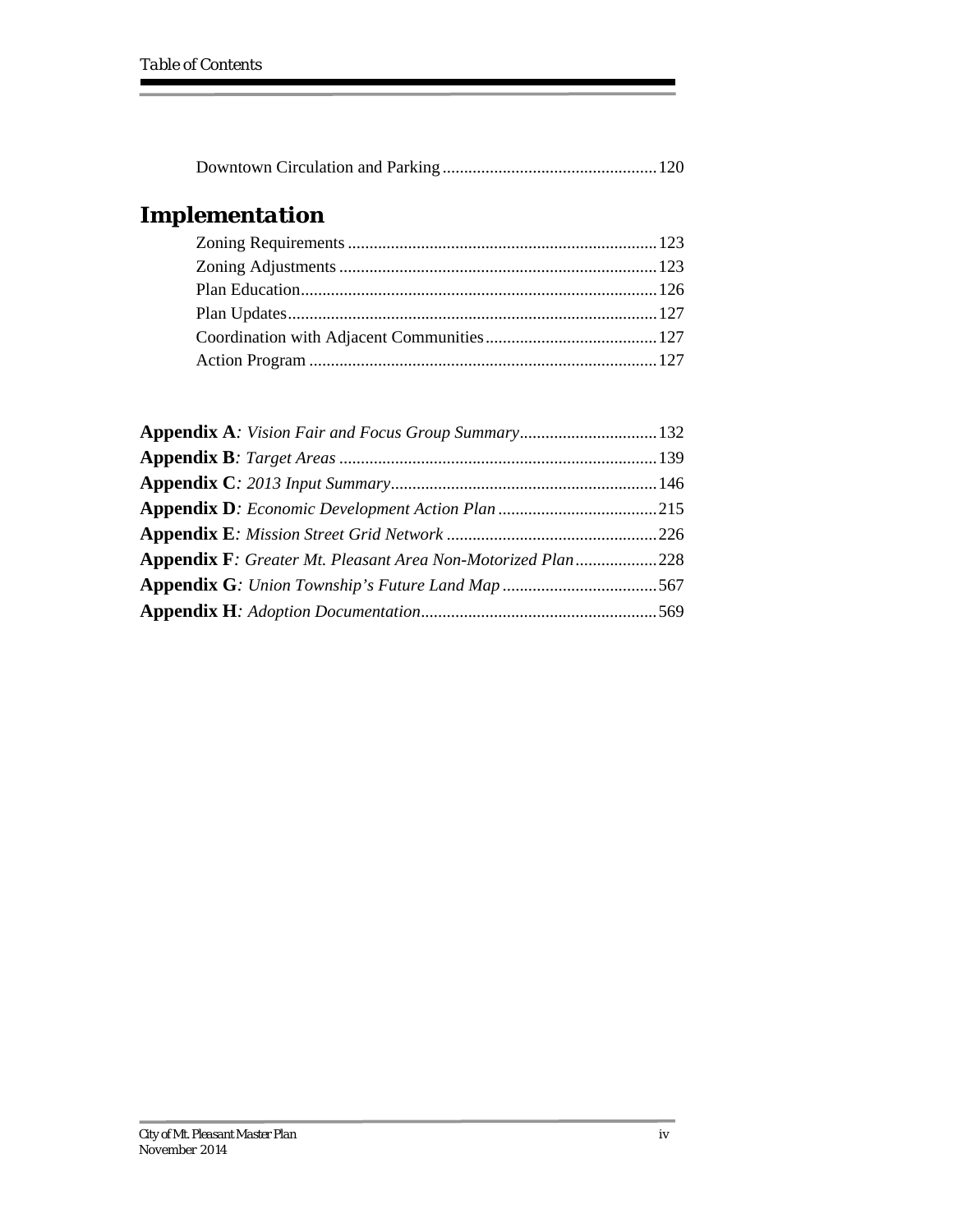Downtown Circulation and Parking .................................................. 120

## Implementation

Zoning Requirements ........................................................................ 123
Zoning Adjustments .......................................................................... 123
Plan Education.................................................................................. 126
Plan Updates..................................................................................... 127
Coordination with Adjacent Communities........................................ 127
Action Program ................................................................................. 127

**Appendix A**: *Vision Fair and Focus Group Summary*................................ 132
**Appendix B**: *Target Areas* .......................................................................... 139
**Appendix C**: *2013 Input Summary*.............................................................. 146
**Appendix D**: *Economic Development Action Plan* ..................................... 215
**Appendix E**: *Mission Street Grid Network* ................................................. 226
**Appendix F**: *Greater Mt. Pleasant Area Non-Motorized Plan*................... 228
**Appendix G**: *Union Township's Future Land Map* .................................... 567
**Appendix H**: *Adoption Documentation*....................................................... 569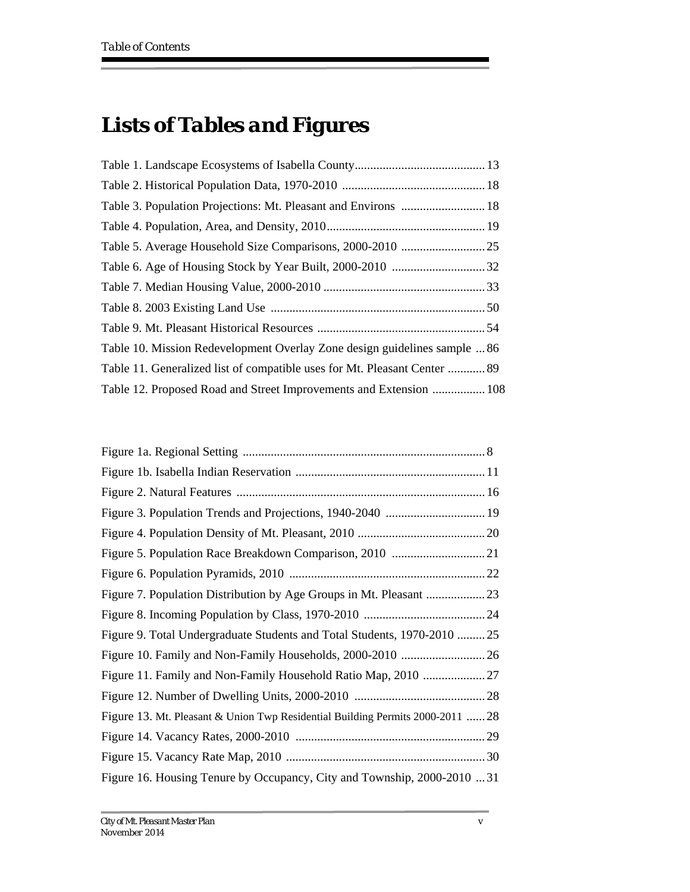# Lists of Tables and Figures

Table 1. Landscape Ecosystems of Isabella County .......................................... 13
Table 2. Historical Population Data, 1970-2010 .............................................. 18
Table 3. Population Projections: Mt. Pleasant and Environs ........................... 18
Table 4. Population, Area, and Density, 2010 .................................................. 19
Table 5. Average Household Size Comparisons, 2000-2010 ........................... 25
Table 6. Age of Housing Stock by Year Built, 2000-2010 .............................. 32
Table 7. Median Housing Value, 2000-2010 .................................................... 33
Table 8. 2003 Existing Land Use ..................................................................... 50
Table 9. Mt. Pleasant Historical Resources ...................................................... 54
Table 10. Mission Redevelopment Overlay Zone design guidelines sample ... 86
Table 11. Generalized list of compatible uses for Mt. Pleasant Center ............ 89
Table 12. Proposed Road and Street Improvements and Extension ................. 108

Figure 1a. Regional Setting .............................................................................. 8
Figure 1b. Isabella Indian Reservation ............................................................. 11
Figure 2. Natural Features ................................................................................ 16
Figure 3. Population Trends and Projections, 1940-2040 ................................ 19
Figure 4. Population Density of Mt. Pleasant, 2010 ......................................... 20
Figure 5. Population Race Breakdown Comparison, 2010 .............................. 21
Figure 6. Population Pyramids, 2010 ............................................................... 22
Figure 7. Population Distribution by Age Groups in Mt. Pleasant ................... 23
Figure 8. Incoming Population by Class, 1970-2010 ....................................... 24
Figure 9. Total Undergraduate Students and Total Students, 1970-2010 ......... 25
Figure 10. Family and Non-Family Households, 2000-2010 ........................... 26
Figure 11. Family and Non-Family Household Ratio Map, 2010 .................... 27
Figure 12. Number of Dwelling Units, 2000-2010 .......................................... 28
Figure 13. Mt. Pleasant & Union Twp Residential Building Permits 2000-2011 ...... 28
Figure 14. Vacancy Rates, 2000-2010 ............................................................. 29
Figure 15. Vacancy Rate Map, 2010 ................................................................ 30
Figure 16. Housing Tenure by Occupancy, City and Township, 2000-2010 ... 31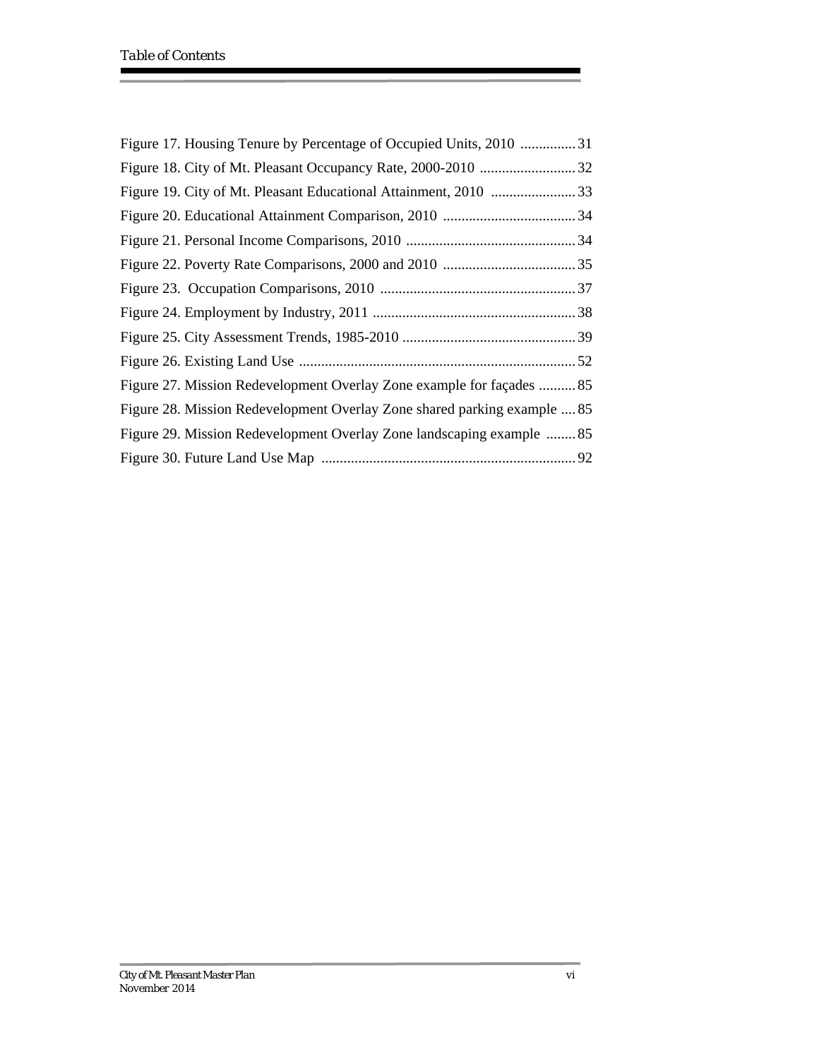Figure 17. Housing Tenure by Percentage of Occupied Units, 2010 ............... 31
Figure 18. City of Mt. Pleasant Occupancy Rate, 2000-2010 .......................... 32
Figure 19. City of Mt. Pleasant Educational Attainment, 2010 ....................... 33
Figure 20. Educational Attainment Comparison, 2010 .................................... 34
Figure 21. Personal Income Comparisons, 2010 .............................................. 34
Figure 22. Poverty Rate Comparisons, 2000 and 2010 .................................... 35
Figure 23. Occupation Comparisons, 2010 ..................................................... 37
Figure 24. Employment by Industry, 2011 ....................................................... 38
Figure 25. City Assessment Trends, 1985-2010 ............................................... 39
Figure 26. Existing Land Use ........................................................................... 52
Figure 27. Mission Redevelopment Overlay Zone example for façades .......... 85
Figure 28. Mission Redevelopment Overlay Zone shared parking example .... 85
Figure 29. Mission Redevelopment Overlay Zone landscaping example ........ 85
Figure 30. Future Land Use Map ..................................................................... 92